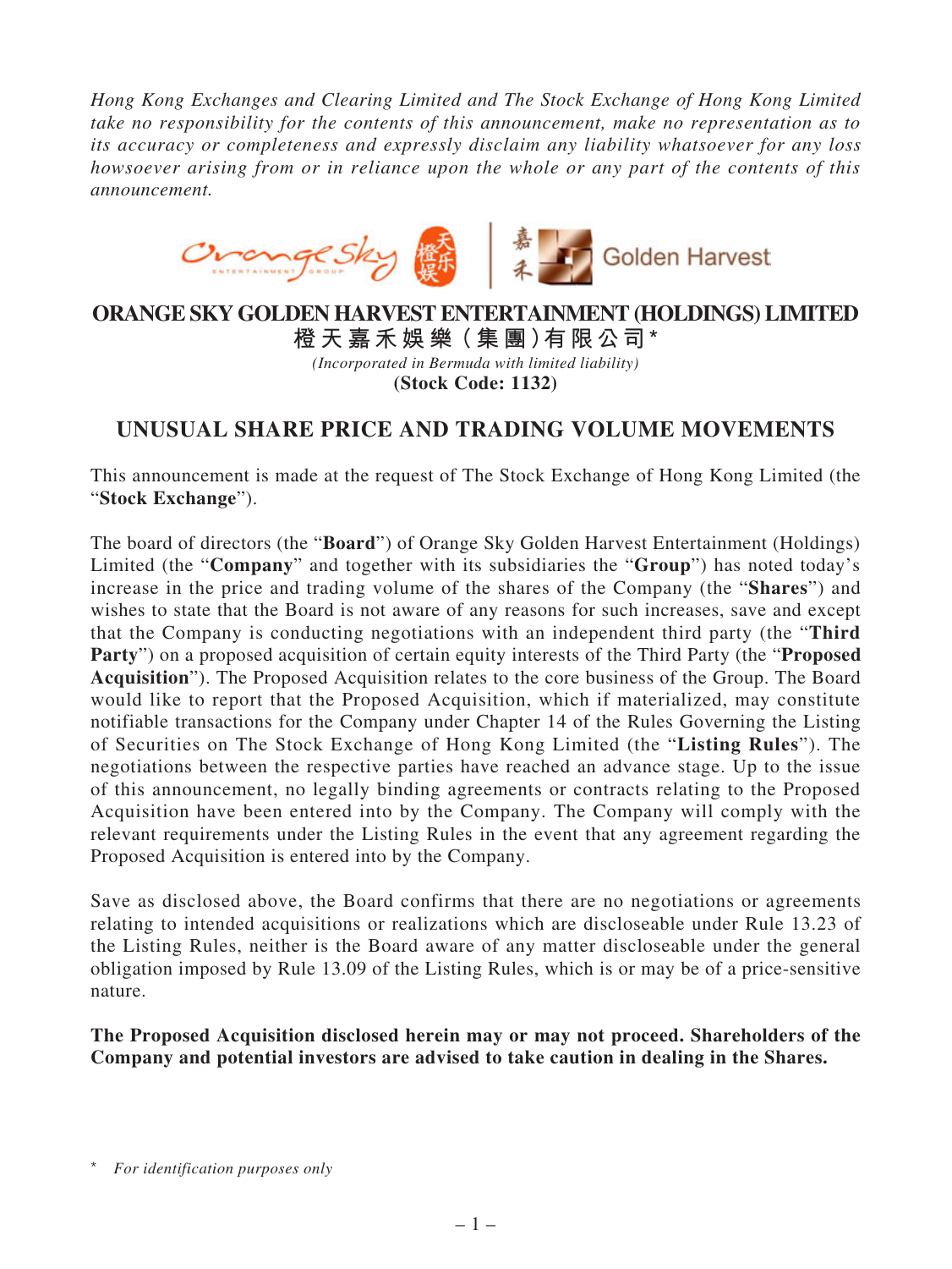*Hong Kong Exchanges and Clearing Limited and The Stock Exchange of Hong Kong Limited take no responsibility for the contents of this announcement, make no representation as to its accuracy or completeness and expressly disclaim any liability whatsoever for any loss howsoever arising from or in reliance upon the whole or any part of the contents of this announcement.*

# ORANGE SKY GOLDEN HARVEST ENTERTAINMENT (HOLDINGS) LIMITED

**橙天嘉禾娛樂（集團）有限公司***

*(Incorporated in Bermuda with limited liability)*

**(Stock Code: 1132)**

## UNUSUAL SHARE PRICE AND TRADING VOLUME MOVEMENTS

This announcement is made at the request of The Stock Exchange of Hong Kong Limited (the "**Stock Exchange**").

The board of directors (the "**Board**") of Orange Sky Golden Harvest Entertainment (Holdings) Limited (the "**Company**" and together with its subsidiaries the "**Group**") has noted today's increase in the price and trading volume of the shares of the Company (the "**Shares**") and wishes to state that the Board is not aware of any reasons for such increases, save and except that the Company is conducting negotiations with an independent third party (the "**Third Party**") on a proposed acquisition of certain equity interests of the Third Party (the "**Proposed Acquisition**"). The Proposed Acquisition relates to the core business of the Group. The Board would like to report that the Proposed Acquisition, which if materialized, may constitute notifiable transactions for the Company under Chapter 14 of the Rules Governing the Listing of Securities on The Stock Exchange of Hong Kong Limited (the "**Listing Rules**"). The negotiations between the respective parties have reached an advance stage. Up to the issue of this announcement, no legally binding agreements or contracts relating to the Proposed Acquisition have been entered into by the Company. The Company will comply with the relevant requirements under the Listing Rules in the event that any agreement regarding the Proposed Acquisition is entered into by the Company.

Save as disclosed above, the Board confirms that there are no negotiations or agreements relating to intended acquisitions or realizations which are discloseable under Rule 13.23 of the Listing Rules, neither is the Board aware of any matter discloseable under the general obligation imposed by Rule 13.09 of the Listing Rules, which is or may be of a price-sensitive nature.

**The Proposed Acquisition disclosed herein may or may not proceed. Shareholders of the Company and potential investors are advised to take caution in dealing in the Shares.**

\* *For identification purposes only*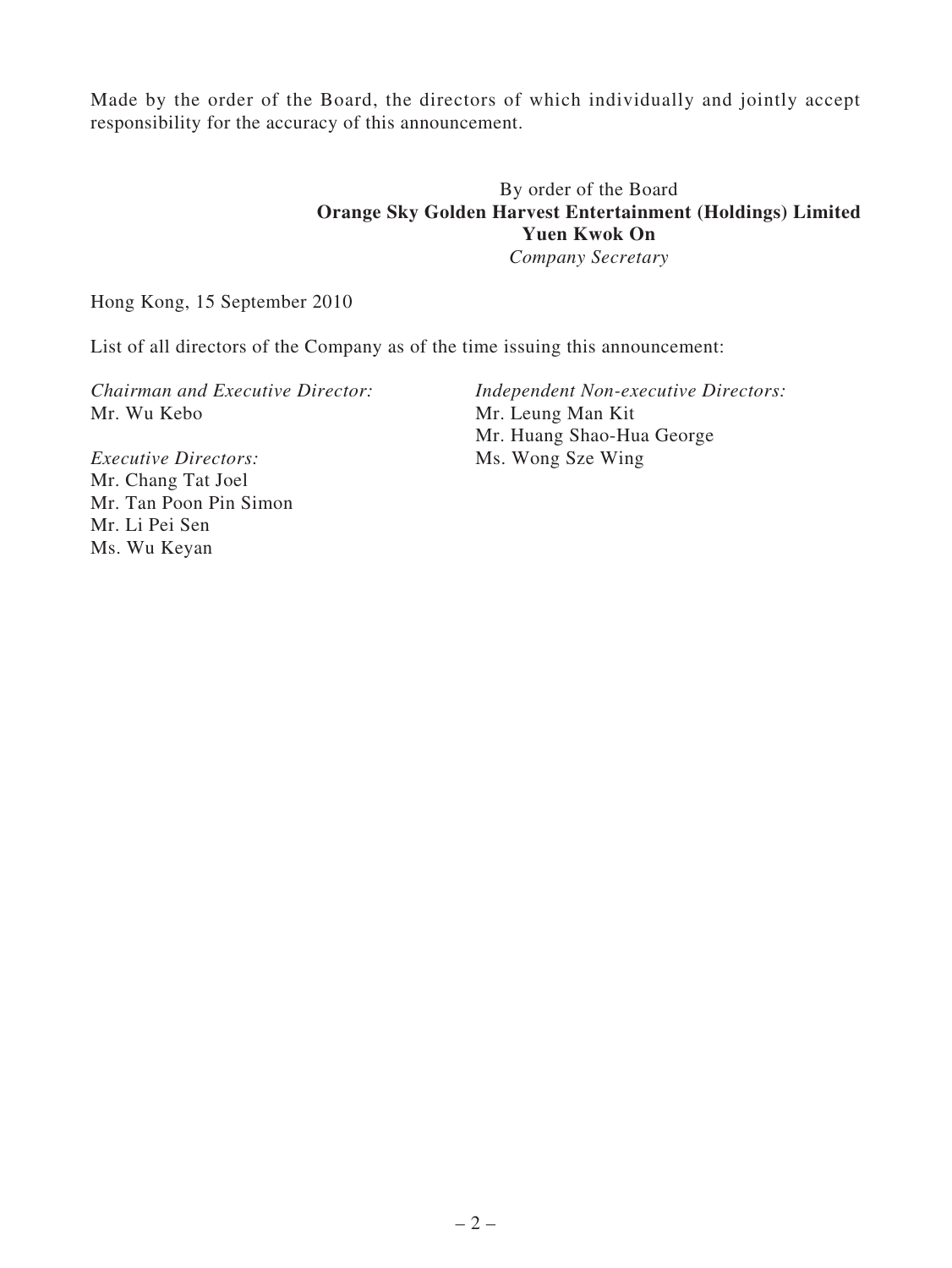Made by the order of the Board, the directors of which individually and jointly accept responsibility for the accuracy of this announcement.

By order of the Board
**Orange Sky Golden Harvest Entertainment (Holdings) Limited**
**Yuen Kwok On**
*Company Secretary*

Hong Kong, 15 September 2010

List of all directors of the Company as of the time issuing this announcement:

*Chairman and Executive Director:*
Mr. Wu Kebo

*Executive Directors:*
Mr. Chang Tat Joel
Mr. Tan Poon Pin Simon
Mr. Li Pei Sen
Ms. Wu Keyan

*Independent Non-executive Directors:*
Mr. Leung Man Kit
Mr. Huang Shao-Hua George
Ms. Wong Sze Wing